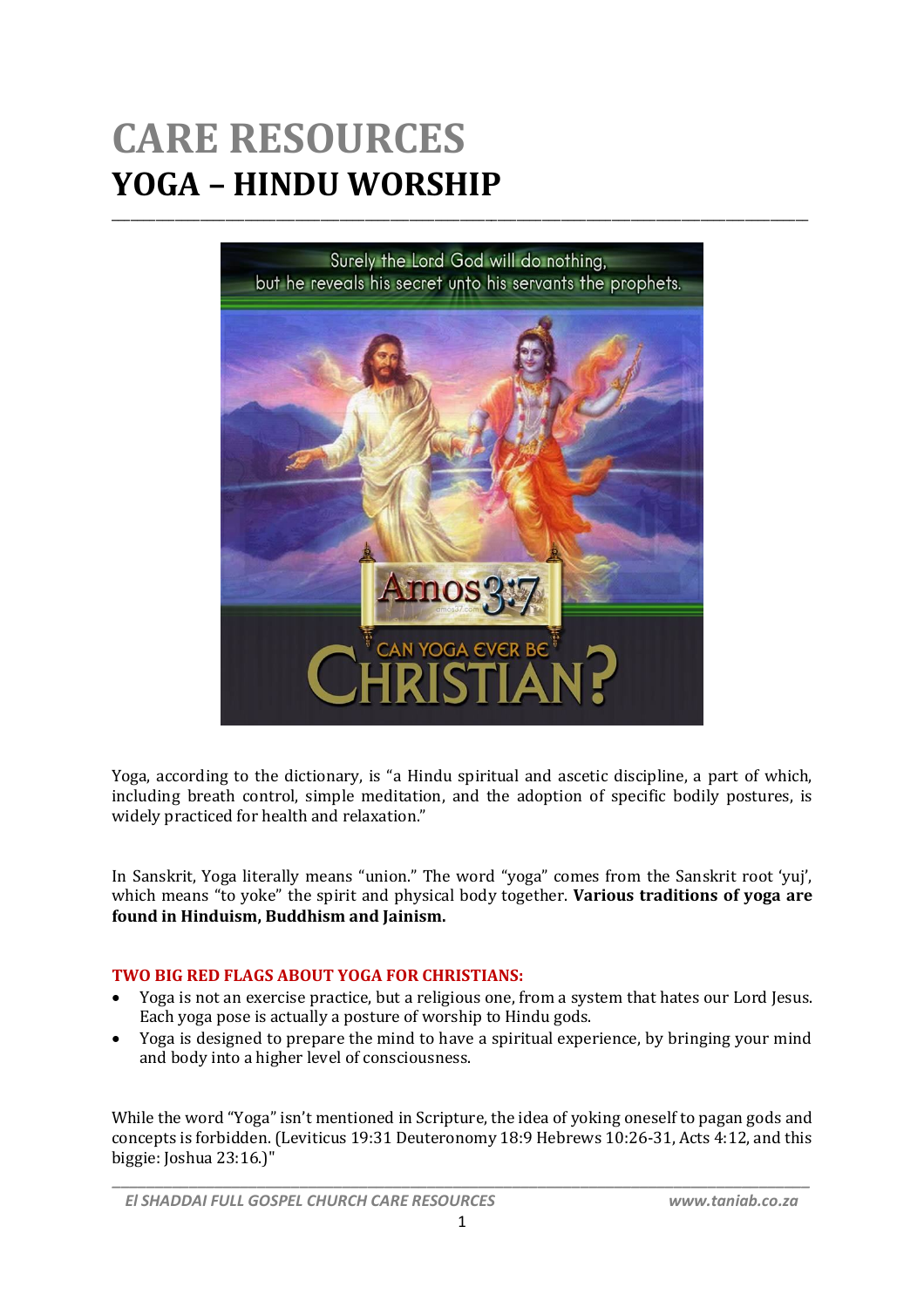# CARE RESOURCES

## YOGA – HINDU WORSHIP

Yoga, according to the dictionary, is "a Hindu spiritual and ascetic discipline, a part of which, including breath control, simple meditation, and the adoption of specific bodily postures, is widely practiced for health and relaxation."

In Sanskrit, Yoga literally means "union." The word "yoga" comes from the Sanskrit root 'yuj', which means "to yoke" the spirit and physical body together. **Various traditions of yoga are found in Hinduism, Buddhism and Jainism.**

**TWO BIG RED FLAGS ABOUT YOGA FOR CHRISTIANS:**

- Yoga is not an exercise practice, but a religious one, from a system that hates our Lord Jesus. Each yoga pose is actually a posture of worship to Hindu gods.
- Yoga is designed to prepare the mind to have a spiritual experience, by bringing your mind and body into a higher level of consciousness.

While the word "Yoga" isn't mentioned in Scripture, the idea of yoking oneself to pagan gods and concepts is forbidden. (Leviticus 19:31 Deuteronomy 18:9 Hebrews 10:26-31, Acts 4:12, and this biggie: Joshua 23:16.)"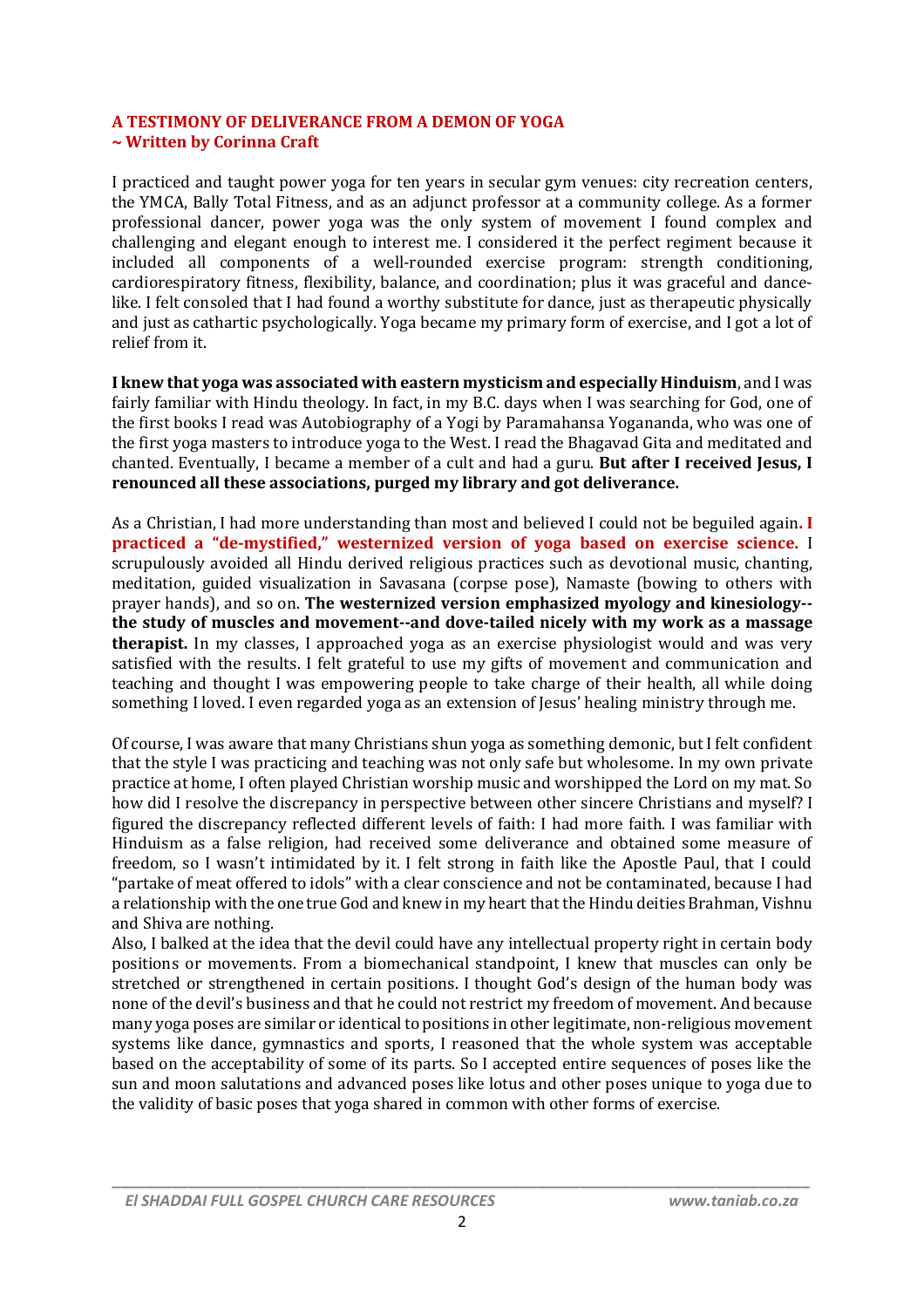**A TESTIMONY OF DELIVERANCE FROM A DEMON OF YOGA**
**~ Written by Corinna Craft**

I practiced and taught power yoga for ten years in secular gym venues: city recreation centers, the YMCA, Bally Total Fitness, and as an adjunct professor at a community college. As a former professional dancer, power yoga was the only system of movement I found complex and challenging and elegant enough to interest me. I considered it the perfect regiment because it included all components of a well-rounded exercise program: strength conditioning, cardiorespiratory fitness, flexibility, balance, and coordination; plus it was graceful and dance-like. I felt consoled that I had found a worthy substitute for dance, just as therapeutic physically and just as cathartic psychologically. Yoga became my primary form of exercise, and I got a lot of relief from it.

**I knew that yoga was associated with eastern mysticism and especially Hinduism**, and I was fairly familiar with Hindu theology. In fact, in my B.C. days when I was searching for God, one of the first books I read was Autobiography of a Yogi by Paramahansa Yogananda, who was one of the first yoga masters to introduce yoga to the West. I read the Bhagavad Gita and meditated and chanted. Eventually, I became a member of a cult and had a guru. **But after I received Jesus, I renounced all these associations, purged my library and got deliverance.**

As a Christian, I had more understanding than most and believed I could not be beguiled again. **I practiced a "de-mystified," westernized version of yoga based on exercise science.** I scrupulously avoided all Hindu derived religious practices such as devotional music, chanting, meditation, guided visualization in Savasana (corpse pose), Namaste (bowing to others with prayer hands), and so on. **The westernized version emphasized myology and kinesiology--the study of muscles and movement--and dove-tailed nicely with my work as a massage therapist.** In my classes, I approached yoga as an exercise physiologist would and was very satisfied with the results. I felt grateful to use my gifts of movement and communication and teaching and thought I was empowering people to take charge of their health, all while doing something I loved. I even regarded yoga as an extension of Jesus' healing ministry through me.

Of course, I was aware that many Christians shun yoga as something demonic, but I felt confident that the style I was practicing and teaching was not only safe but wholesome. In my own private practice at home, I often played Christian worship music and worshipped the Lord on my mat. So how did I resolve the discrepancy in perspective between other sincere Christians and myself? I figured the discrepancy reflected different levels of faith: I had more faith. I was familiar with Hinduism as a false religion, had received some deliverance and obtained some measure of freedom, so I wasn't intimidated by it. I felt strong in faith like the Apostle Paul, that I could "partake of meat offered to idols" with a clear conscience and not be contaminated, because I had a relationship with the one true God and knew in my heart that the Hindu deities Brahman, Vishnu and Shiva are nothing.

Also, I balked at the idea that the devil could have any intellectual property right in certain body positions or movements. From a biomechanical standpoint, I knew that muscles can only be stretched or strengthened in certain positions. I thought God's design of the human body was none of the devil's business and that he could not restrict my freedom of movement. And because many yoga poses are similar or identical to positions in other legitimate, non-religious movement systems like dance, gymnastics and sports, I reasoned that the whole system was acceptable based on the acceptability of some of its parts. So I accepted entire sequences of poses like the sun and moon salutations and advanced poses like lotus and other poses unique to yoga due to the validity of basic poses that yoga shared in common with other forms of exercise.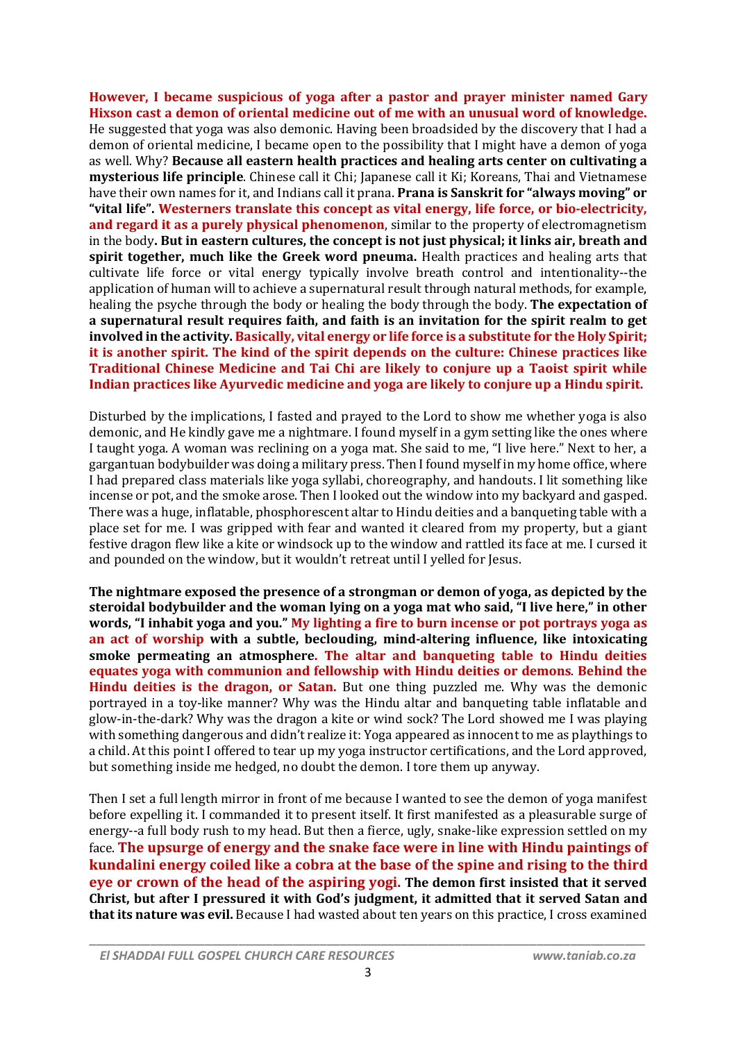**However, I became suspicious of yoga after a pastor and prayer minister named Gary Hixson cast a demon of oriental medicine out of me with an unusual word of knowledge.** He suggested that yoga was also demonic. Having been broadsided by the discovery that I had a demon of oriental medicine, I became open to the possibility that I might have a demon of yoga as well. Why? **Because all eastern health practices and healing arts center on cultivating a mysterious life principle**. Chinese call it Chi; Japanese call it Ki; Koreans, Thai and Vietnamese have their own names for it, and Indians call it prana. **Prana is Sanskrit for "always moving" or "vital life". Westerners translate this concept as vital energy, life force, or bio-electricity, and regard it as a purely physical phenomenon**, similar to the property of electromagnetism in the body**. But in eastern cultures, the concept is not just physical; it links air, breath and spirit together, much like the Greek word pneuma.** Health practices and healing arts that cultivate life force or vital energy typically involve breath control and intentionality--the application of human will to achieve a supernatural result through natural methods, for example, healing the psyche through the body or healing the body through the body. **The expectation of a supernatural result requires faith, and faith is an invitation for the spirit realm to get involved in the activity. Basically, vital energy or life force is a substitute for the Holy Spirit; it is another spirit. The kind of the spirit depends on the culture: Chinese practices like Traditional Chinese Medicine and Tai Chi are likely to conjure up a Taoist spirit while Indian practices like Ayurvedic medicine and yoga are likely to conjure up a Hindu spirit.**

Disturbed by the implications, I fasted and prayed to the Lord to show me whether yoga is also demonic, and He kindly gave me a nightmare. I found myself in a gym setting like the ones where I taught yoga. A woman was reclining on a yoga mat. She said to me, "I live here." Next to her, a gargantuan bodybuilder was doing a military press. Then I found myself in my home office, where I had prepared class materials like yoga syllabi, choreography, and handouts. I lit something like incense or pot, and the smoke arose. Then I looked out the window into my backyard and gasped. There was a huge, inflatable, phosphorescent altar to Hindu deities and a banqueting table with a place set for me. I was gripped with fear and wanted it cleared from my property, but a giant festive dragon flew like a kite or windsock up to the window and rattled its face at me. I cursed it and pounded on the window, but it wouldn't retreat until I yelled for Jesus.

**The nightmare exposed the presence of a strongman or demon of yoga, as depicted by the steroidal bodybuilder and the woman lying on a yoga mat who said, "I live here," in other words, "I inhabit yoga and you." My lighting a fire to burn incense or pot portrays yoga as an act of worship with a subtle, beclouding, mind-altering influence, like intoxicating smoke permeating an atmosphere. The altar and banqueting table to Hindu deities equates yoga with communion and fellowship with Hindu deities or demons. Behind the Hindu deities is the dragon, or Satan.** But one thing puzzled me. Why was the demonic portrayed in a toy-like manner? Why was the Hindu altar and banqueting table inflatable and glow-in-the-dark? Why was the dragon a kite or wind sock? The Lord showed me I was playing with something dangerous and didn't realize it: Yoga appeared as innocent to me as playthings to a child. At this point I offered to tear up my yoga instructor certifications, and the Lord approved, but something inside me hedged, no doubt the demon. I tore them up anyway.

Then I set a full length mirror in front of me because I wanted to see the demon of yoga manifest before expelling it. I commanded it to present itself. It first manifested as a pleasurable surge of energy--a full body rush to my head. But then a fierce, ugly, snake-like expression settled on my face. **The upsurge of energy and the snake face were in line with Hindu paintings of kundalini energy coiled like a cobra at the base of the spine and rising to the third eye or crown of the head of the aspiring yogi. The demon first insisted that it served Christ, but after I pressured it with God's judgment, it admitted that it served Satan and that its nature was evil.** Because I had wasted about ten years on this practice, I cross examined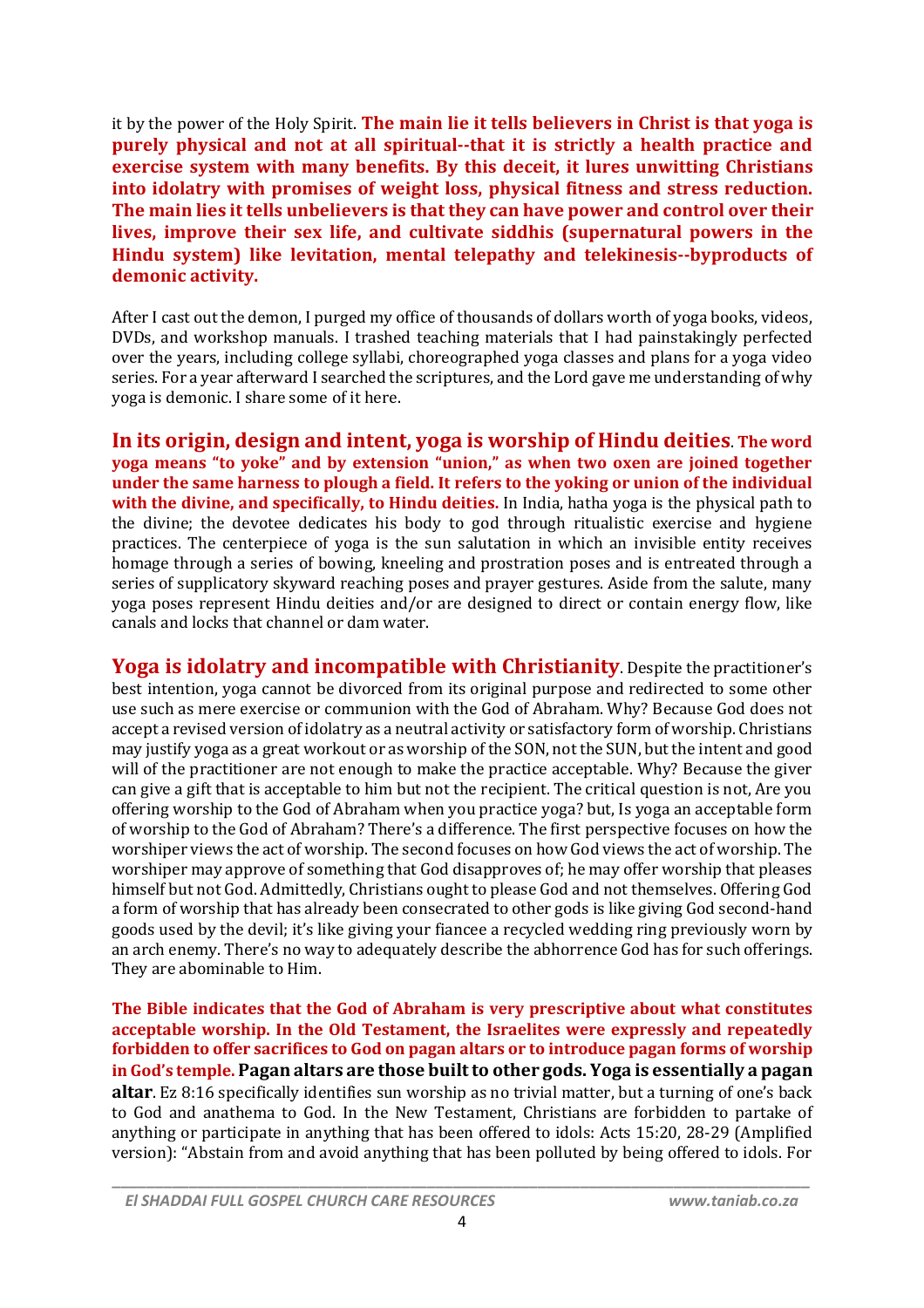it by the power of the Holy Spirit. **The main lie it tells believers in Christ is that yoga is purely physical and not at all spiritual--that it is strictly a health practice and exercise system with many benefits. By this deceit, it lures unwitting Christians into idolatry with promises of weight loss, physical fitness and stress reduction. The main lies it tells unbelievers is that they can have power and control over their lives, improve their sex life, and cultivate siddhis (supernatural powers in the Hindu system) like levitation, mental telepathy and telekinesis--byproducts of demonic activity.**

After I cast out the demon, I purged my office of thousands of dollars worth of yoga books, videos, DVDs, and workshop manuals. I trashed teaching materials that I had painstakingly perfected over the years, including college syllabi, choreographed yoga classes and plans for a yoga video series. For a year afterward I searched the scriptures, and the Lord gave me understanding of why yoga is demonic. I share some of it here.

**In its origin, design and intent, yoga is worship of Hindu deities**. **The word yoga means "to yoke" and by extension "union," as when two oxen are joined together under the same harness to plough a field. It refers to the yoking or union of the individual with the divine, and specifically, to Hindu deities.** In India, hatha yoga is the physical path to the divine; the devotee dedicates his body to god through ritualistic exercise and hygiene practices. The centerpiece of yoga is the sun salutation in which an invisible entity receives homage through a series of bowing, kneeling and prostration poses and is entreated through a series of supplicatory skyward reaching poses and prayer gestures. Aside from the salute, many yoga poses represent Hindu deities and/or are designed to direct or contain energy flow, like canals and locks that channel or dam water.

**Yoga is idolatry and incompatible with Christianity**. Despite the practitioner's best intention, yoga cannot be divorced from its original purpose and redirected to some other use such as mere exercise or communion with the God of Abraham. Why? Because God does not accept a revised version of idolatry as a neutral activity or satisfactory form of worship. Christians may justify yoga as a great workout or as worship of the SON, not the SUN, but the intent and good will of the practitioner are not enough to make the practice acceptable. Why? Because the giver can give a gift that is acceptable to him but not the recipient. The critical question is not, Are you offering worship to the God of Abraham when you practice yoga? but, Is yoga an acceptable form of worship to the God of Abraham? There's a difference. The first perspective focuses on how the worshiper views the act of worship. The second focuses on how God views the act of worship. The worshiper may approve of something that God disapproves of; he may offer worship that pleases himself but not God. Admittedly, Christians ought to please God and not themselves. Offering God a form of worship that has already been consecrated to other gods is like giving God second-hand goods used by the devil; it's like giving your fiancee a recycled wedding ring previously worn by an arch enemy. There's no way to adequately describe the abhorrence God has for such offerings. They are abominable to Him.

**The Bible indicates that the God of Abraham is very prescriptive about what constitutes acceptable worship. In the Old Testament, the Israelites were expressly and repeatedly forbidden to offer sacrifices to God on pagan altars or to introduce pagan forms of worship in God's temple. Pagan altars are those built to other gods. Yoga is essentially a pagan altar**. Ez 8:16 specifically identifies sun worship as no trivial matter, but a turning of one's back to God and anathema to God. In the New Testament, Christians are forbidden to partake of anything or participate in anything that has been offered to idols: Acts 15:20, 28-29 (Amplified version): "Abstain from and avoid anything that has been polluted by being offered to idols. For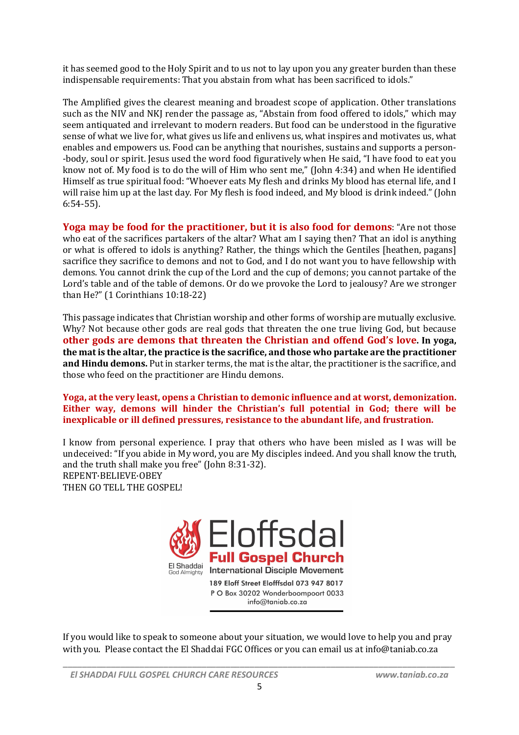it has seemed good to the Holy Spirit and to us not to lay upon you any greater burden than these indispensable requirements: That you abstain from what has been sacrificed to idols."

The Amplified gives the clearest meaning and broadest scope of application. Other translations such as the NIV and NKJ render the passage as, "Abstain from food offered to idols," which may seem antiquated and irrelevant to modern readers. But food can be understood in the figurative sense of what we live for, what gives us life and enlivens us, what inspires and motivates us, what enables and empowers us. Food can be anything that nourishes, sustains and supports a person--body, soul or spirit. Jesus used the word food figuratively when He said, "I have food to eat you know not of. My food is to do the will of Him who sent me," (John 4:34) and when He identified Himself as true spiritual food: "Whoever eats My flesh and drinks My blood has eternal life, and I will raise him up at the last day. For My flesh is food indeed, and My blood is drink indeed." (John 6:54-55).

**Yoga may be food for the practitioner, but it is also food for demons**: "Are not those who eat of the sacrifices partakers of the altar? What am I saying then? That an idol is anything or what is offered to idols is anything? Rather, the things which the Gentiles [heathen, pagans] sacrifice they sacrifice to demons and not to God, and I do not want you to have fellowship with demons. You cannot drink the cup of the Lord and the cup of demons; you cannot partake of the Lord's table and of the table of demons. Or do we provoke the Lord to jealousy? Are we stronger than He?" (1 Corinthians 10:18-22)

This passage indicates that Christian worship and other forms of worship are mutually exclusive. Why? Not because other gods are real gods that threaten the one true living God, but because **other gods are demons that threaten the Christian and offend God's love. In yoga, the mat is the altar, the practice is the sacrifice, and those who partake are the practitioner and Hindu demons.** Put in starker terms, the mat is the altar, the practitioner is the sacrifice, and those who feed on the practitioner are Hindu demons.

**Yoga, at the very least, opens a Christian to demonic influence and at worst, demonization. Either way, demons will hinder the Christian's full potential in God; there will be inexplicable or ill defined pressures, resistance to the abundant life, and frustration.**

I know from personal experience. I pray that others who have been misled as I was will be undeceived: "If you abide in My word, you are My disciples indeed. And you shall know the truth, and the truth shall make you free" (John 8:31-32).
REPENT·BELIEVE·OBEY
THEN GO TELL THE GOSPEL!

El Shaddai
God Almighty
Eloffsdal
Full Gospel Church
International Disciple Movement
189 Eloff Street Elofffsdal 073 947 8017
P O Box 30202 Wonderboompoort 0033
info@taniab.co.za

If you would like to speak to someone about your situation, we would love to help you and pray with you. Please contact the El Shaddai FGC Offices or you can email us at info@taniab.co.za